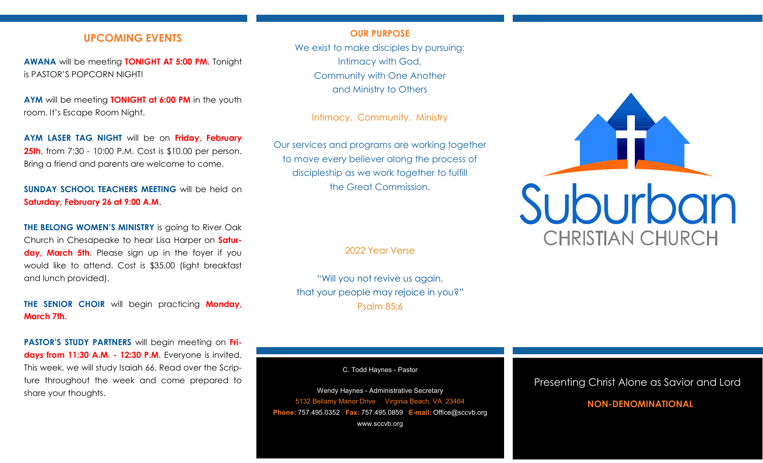## UPCOMING EVENTS

**AWANA** will be meeting **TONIGHT AT 5:00 PM.** Tonight is PASTOR'S POPCORN NIGHT!

**AYM** will be meeting **TONIGHT at 6:00 PM** in the youth room. It's Escape Room Night.

**AYM LASER TAG NIGHT** will be on **Friday, February 25th**, from 7:30 - 10:00 P.M. Cost is $10.00 per person. Bring a friend and parents are welcome to come.

**SUNDAY SCHOOL TEACHERS MEETING** will be held on **Saturday, February 26 at 9:00 A.M**.

**THE BELONG WOMEN'S MINISTRY** is going to River Oak Church in Chesapeake to hear Lisa Harper on **Saturday, March 5th**. Please sign up in the foyer if you would like to attend. Cost is $35.00 (light breakfast and lunch provided).

**THE SENIOR CHOIR** will begin practicing **Monday, March 7th.**

**PASTOR'S STUDY PARTNERS** will begin meeting on **Fridays from 11:30 A.M. - 12:30 P.M.** Everyone is invited. This week, we will study Isaiah 66. Read over the Scripture throughout the week and come prepared to share your thoughts.

## OUR PURPOSE

We exist to make disciples by pursuing:
Intimacy with God,
Community with One Another
and Ministry to Others

Intimacy. Community. Ministry

Our services and programs are working together to move every believer along the process of discipleship as we work together to fulfill the Great Commission.

2022 Year Verse

"Will you not revive us again,
that your people may rejoice in you?"
Psalm 85:6

C. Todd Haynes - Pastor

Wendy Haynes - Administrative Secretary
5132 Bellamy Manor Drive Virginia Beach, VA 23464
**Phone:** 757.495.0352 **Fax:** 757.495.0859 **E-mail:** Office@sccvb.org
www.sccvb.org

# Suburban
## CHRISTIAN CHURCH

Presenting Christ Alone as Savior and Lord

**NON-DENOMINATIONAL**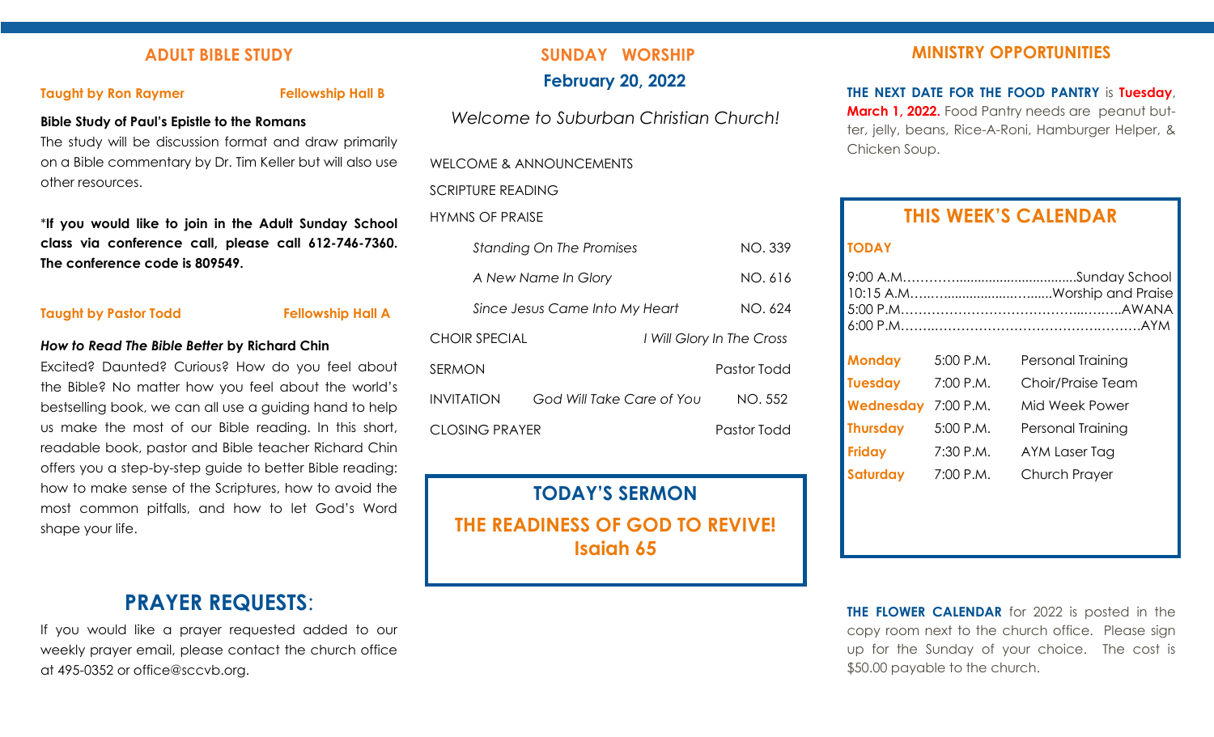## ADULT BIBLE STUDY

**Taught by Ron Raymer** **Fellowship Hall B**

**Bible Study of Paul's Epistle to the Romans**

The study will be discussion format and draw primarily on a Bible commentary by Dr. Tim Keller but will also use other resources.

***If you would like to join in the Adult Sunday School class via conference call, please call 612-746-7360. The conference code is 809549.**

**Taught by Pastor Todd** **Fellowship Hall A**

***How to Read The Bible Better* by Richard Chin**

Excited? Daunted? Curious? How do you feel about the Bible? No matter how you feel about the world's bestselling book, we can all use a guiding hand to help us make the most of our Bible reading. In this short, readable book, pastor and Bible teacher Richard Chin offers you a step-by-step guide to better Bible reading: how to make sense of the Scriptures, how to avoid the most common pitfalls, and how to let God's Word shape your life.

## PRAYER REQUESTS:

If you would like a prayer requested added to our weekly prayer email, please contact the church office at 495-0352 or office@sccvb.org.

## SUNDAY WORSHIP

### February 20, 2022

*Welcome to Suburban Christian Church!*

WELCOME & ANNOUNCEMENTS

SCRIPTURE READING

HYMNS OF PRAISE

| | |
|---|---|
| *Standing On The Promises* | NO. 339 |
| *A New Name In Glory* | NO. 616 |
| *Since Jesus Came Into My Heart* | NO. 624 |

CHOIR SPECIAL — *I Will Glory In The Cross*

SERMON — Pastor Todd

INVITATION — *God Will Take Care of You* — NO. 552

CLOSING PRAYER — Pastor Todd

### TODAY'S SERMON

**THE READINESS OF GOD TO REVIVE!**
**Isaiah 65**

## MINISTRY OPPORTUNITIES

**THE NEXT DATE FOR THE FOOD PANTRY** is **Tuesday, March 1, 2022.** Food Pantry needs are peanut butter, jelly, beans, Rice-A-Roni, Hamburger Helper, & Chicken Soup.

## THIS WEEK'S CALENDAR

**TODAY**

9:00 A.M.…………...............................Sunday School
10:15 A.M…..…...................…......Worship and Praise
5:00 P.M.…………………………………...…...….AWANA
6:00 P.M.……...………………………………….……….AYM

| | | |
|---|---|---|
| **Monday** | 5:00 P.M. | Personal Training |
| **Tuesday** | 7:00 P.M. | Choir/Praise Team |
| **Wednesday** | 7:00 P.M. | Mid Week Power |
| **Thursday** | 5:00 P.M. | Personal Training |
| **Friday** | 7:30 P.M. | AYM Laser Tag |
| **Saturday** | 7:00 P.M. | Church Prayer |

**THE FLOWER CALENDAR** for 2022 is posted in the copy room next to the church office. Please sign up for the Sunday of your choice. The cost is $50.00 payable to the church.